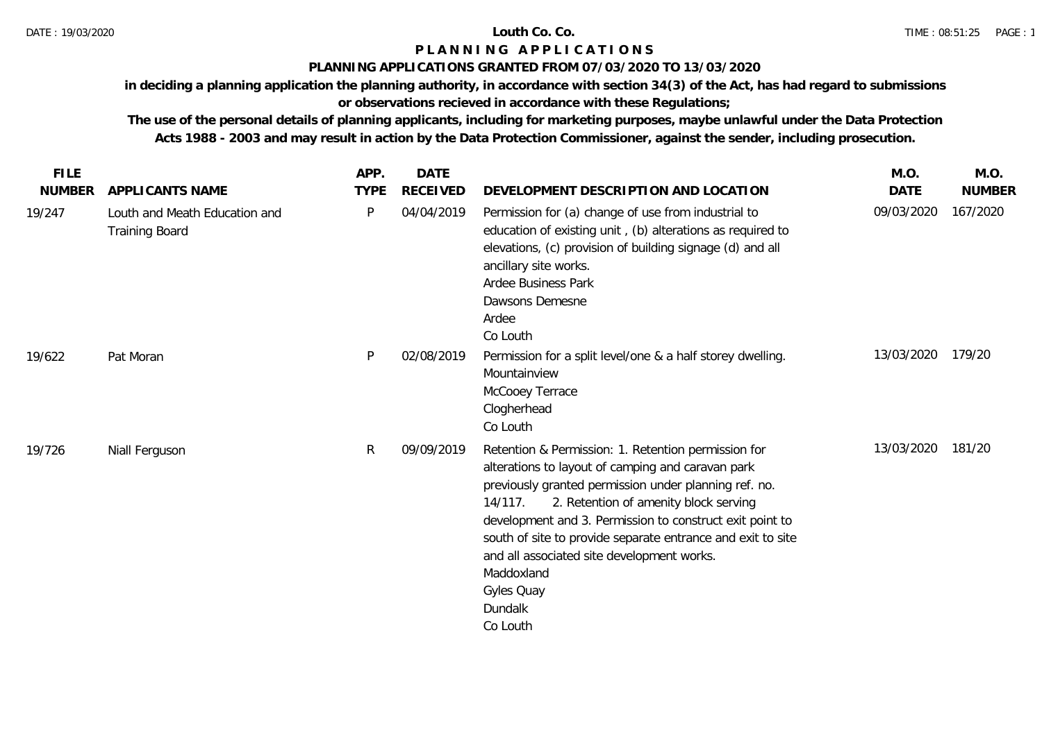# Louth Co. Co.

## P L A N N I N G   A P P L I C A T I O N S

### PLANNING APPLICATIONS GRANTED FROM 07/03/2020 TO 13/03/2020

**in deciding a planning application the planning authority, in accordance with section 34(3) of the Act, has had regard to submissions or observations recieved in accordance with these Regulations;**

**The use of the personal details of planning applicants, including for marketing purposes, maybe unlawful under the Data Protection Acts 1988 - 2003 and may result in action by the Data Protection Commissioner, against the sender, including prosecution.**

| FILE NUMBER | APPLICANTS NAME | APP. TYPE | DATE RECEIVED | DEVELOPMENT DESCRIPTION AND LOCATION | M.O. DATE | M.O. NUMBER |
|---|---|---|---|---|---|---|
| 19/247 | Louth and Meath Education and Training Board | P | 04/04/2019 | Permission for (a) change of use from industrial to education of existing unit , (b) alterations as required to elevations, (c) provision of building signage (d) and all ancillary site works. Ardee Business Park Dawsons Demesne Ardee Co Louth | 09/03/2020 | 167/2020 |
| 19/622 | Pat Moran | P | 02/08/2019 | Permission for a split level/one & a half storey dwelling. Mountainview McCooey Terrace Clogherhead Co Louth | 13/03/2020 | 179/20 |
| 19/726 | Niall Ferguson | R | 09/09/2019 | Retention & Permission: 1. Retention permission for alterations to layout of camping and caravan park previously granted permission under planning ref. no. 14/117. 2. Retention of amenity block serving development and 3. Permission to construct exit point to south of site to provide separate entrance and exit to site and all associated site development works. Maddoxland Gyles Quay Dundalk Co Louth | 13/03/2020 | 181/20 |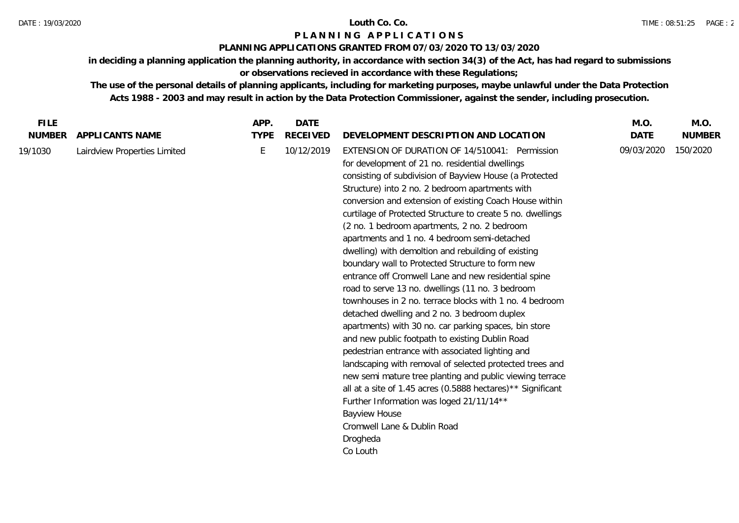**Louth Co. Co.**

**P L A N N I N G   A P P L I C A T I O N S**

**PLANNING APPLICATIONS GRANTED FROM 07/03/2020 TO 13/03/2020**

**in deciding a planning application the planning authority, in accordance with section 34(3) of the Act, has had regard to submissions or observations recieved in accordance with these Regulations;**

**The use of the personal details of planning applicants, including for marketing purposes, maybe unlawful under the Data Protection Acts 1988 - 2003 and may result in action by the Data Protection Commissioner, against the sender, including prosecution.**

| FILE NUMBER | APPLICANTS NAME | APP. TYPE | DATE RECEIVED | DEVELOPMENT DESCRIPTION AND LOCATION | M.O. DATE | M.O. NUMBER |
|---|---|---|---|---|---|---|
| 19/1030 | Lairdview Properties Limited | E | 10/12/2019 | EXTENSION OF DURATION OF 14/510041: Permission for development of 21 no. residential dwellings consisting of subdivision of Bayview House (a Protected Structure) into 2 no. 2 bedroom apartments with conversion and extension of existing Coach House within curtilage of Protected Structure to create 5 no. dwellings (2 no. 1 bedroom apartments, 2 no. 2 bedroom apartments and 1 no. 4 bedroom semi-detached dwelling) with demoltion and rebuilding of existing boundary wall to Protected Structure to form new entrance off Cromwell Lane and new residential spine road to serve 13 no. dwellings (11 no. 3 bedroom townhouses in 2 no. terrace blocks with 1 no. 4 bedroom detached dwelling and 2 no. 3 bedroom duplex apartments) with 30 no. car parking spaces, bin store and new public footpath to existing Dublin Road pedestrian entrance with associated lighting and landscaping with removal of selected protected trees and new semi mature tree planting and public viewing terrace all at a site of 1.45 acres (0.5888 hectares)** Significant Further Information was loged 21/11/14** Bayview House Cromwell Lane & Dublin Road Drogheda Co Louth | 09/03/2020 | 150/2020 |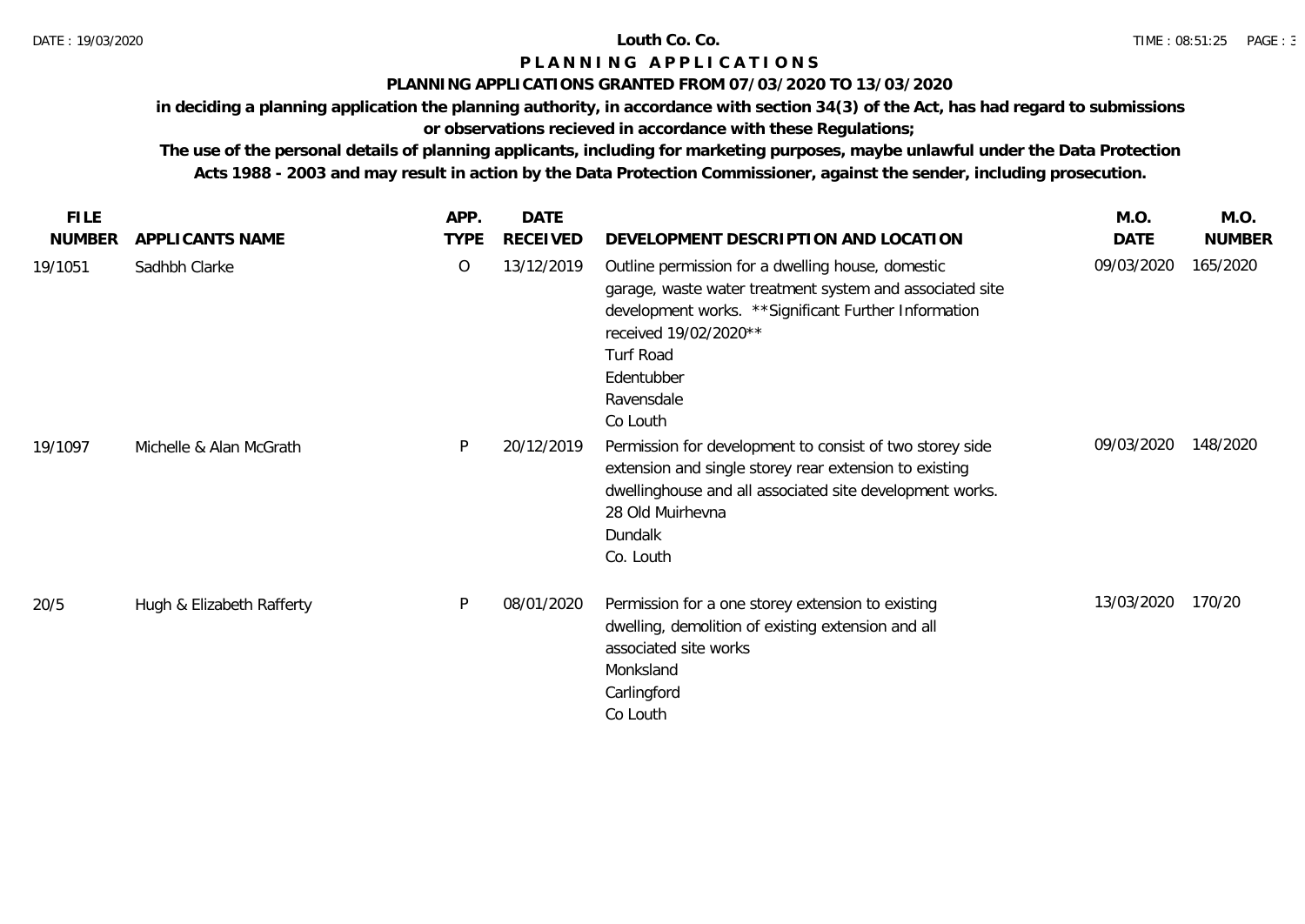**Louth Co. Co.**

# P L A N N I N G A P P L I C A T I O N S

## PLANNING APPLICATIONS GRANTED FROM 07/03/2020 TO 13/03/2020

**in deciding a planning application the planning authority, in accordance with section 34(3) of the Act, has had regard to submissions or observations recieved in accordance with these Regulations;**

**The use of the personal details of planning applicants, including for marketing purposes, maybe unlawful under the Data Protection Acts 1988 - 2003 and may result in action by the Data Protection Commissioner, against the sender, including prosecution.**

| FILE NUMBER | APPLICANTS NAME | APP. TYPE | DATE RECEIVED | DEVELOPMENT DESCRIPTION AND LOCATION | M.O. DATE | M.O. NUMBER |
|---|---|---|---|---|---|---|
| 19/1051 | Sadhbh Clarke | O | 13/12/2019 | Outline permission for a dwelling house, domestic garage, waste water treatment system and associated site development works. **Significant Further Information received 19/02/2020** Turf Road Edentubber Ravensdale Co Louth | 09/03/2020 | 165/2020 |
| 19/1097 | Michelle & Alan McGrath | P | 20/12/2019 | Permission for development to consist of two storey side extension and single storey rear extension to existing dwellinghouse and all associated site development works. 28 Old Muirhevna Dundalk Co. Louth | 09/03/2020 | 148/2020 |
| 20/5 | Hugh & Elizabeth Rafferty | P | 08/01/2020 | Permission for a one storey extension to existing dwelling, demolition of existing extension and all associated site works Monksland Carlingford Co Louth | 13/03/2020 | 170/20 |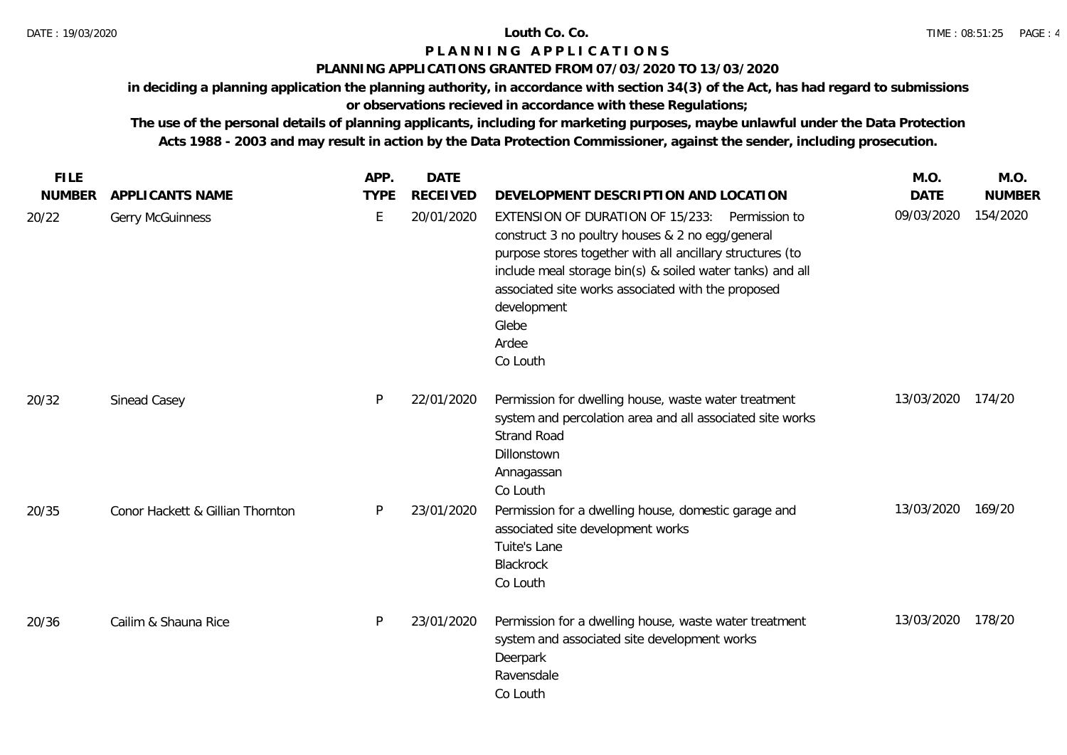**Louth Co. Co.**

# P L A N N I N G   A P P L I C A T I O N S

## PLANNING APPLICATIONS GRANTED FROM 07/03/2020 TO 13/03/2020

**in deciding a planning application the planning authority, in accordance with section 34(3) of the Act, has had regard to submissions or observations recieved in accordance with these Regulations;**

**The use of the personal details of planning applicants, including for marketing purposes, maybe unlawful under the Data Protection Acts 1988 - 2003 and may result in action by the Data Protection Commissioner, against the sender, including prosecution.**

| FILE NUMBER | APPLICANTS NAME | APP. TYPE | DATE RECEIVED | DEVELOPMENT DESCRIPTION AND LOCATION | M.O. DATE | M.O. NUMBER |
|---|---|---|---|---|---|---|
| 20/22 | Gerry McGuinness | E | 20/01/2020 | EXTENSION OF DURATION OF 15/233: Permission to construct 3 no poultry houses & 2 no egg/general purpose stores together with all ancillary structures (to include meal storage bin(s) & soiled water tanks) and all associated site works associated with the proposed development<br>Glebe<br>Ardee<br>Co Louth | 09/03/2020 | 154/2020 |
| 20/32 | Sinead Casey | P | 22/01/2020 | Permission for dwelling house, waste water treatment system and percolation area and all associated site works<br>Strand Road<br>Dillonstown<br>Annagassan<br>Co Louth | 13/03/2020 | 174/20 |
| 20/35 | Conor Hackett & Gillian Thornton | P | 23/01/2020 | Permission for a dwelling house, domestic garage and associated site development works<br>Tuite's Lane<br>Blackrock<br>Co Louth | 13/03/2020 | 169/20 |
| 20/36 | Cailim & Shauna Rice | P | 23/01/2020 | Permission for a dwelling house, waste water treatment system and associated site development works<br>Deerpark<br>Ravensdale<br>Co Louth | 13/03/2020 | 178/20 |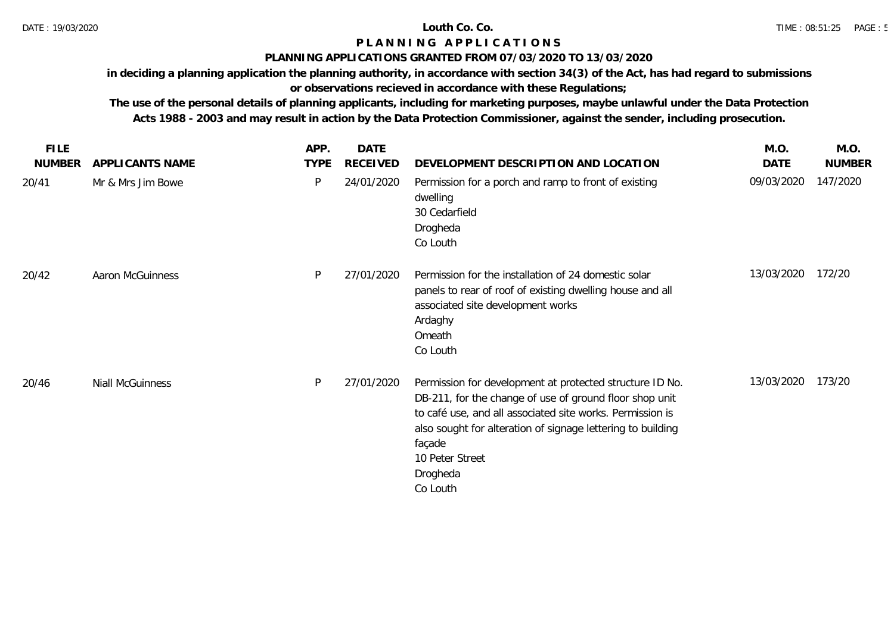# Louth Co. Co.

## PLANNING APPLICATIONS

### PLANNING APPLICATIONS GRANTED FROM 07/03/2020 TO 13/03/2020

**in deciding a planning application the planning authority, in accordance with section 34(3) of the Act, has had regard to submissions or observations recieved in accordance with these Regulations;**

**The use of the personal details of planning applicants, including for marketing purposes, maybe unlawful under the Data Protection Acts 1988 - 2003 and may result in action by the Data Protection Commissioner, against the sender, including prosecution.**

| FILE NUMBER | APPLICANTS NAME | APP. TYPE | DATE RECEIVED | DEVELOPMENT DESCRIPTION AND LOCATION | M.O. DATE | M.O. NUMBER |
|---|---|---|---|---|---|---|
| 20/41 | Mr & Mrs Jim Bowe | P | 24/01/2020 | Permission for a porch and ramp to front of existing dwelling<br>30 Cedarfield<br>Drogheda<br>Co Louth | 09/03/2020 | 147/2020 |
| 20/42 | Aaron McGuinness | P | 27/01/2020 | Permission for the installation of 24 domestic solar panels to rear of roof of existing dwelling house and all associated site development works<br>Ardaghy<br>Omeath<br>Co Louth | 13/03/2020 | 172/20 |
| 20/46 | Niall McGuinness | P | 27/01/2020 | Permission for development at protected structure ID No. DB-211, for the change of use of ground floor shop unit to café use, and all associated site works. Permission is also sought for alteration of signage lettering to building façade<br>10 Peter Street<br>Drogheda<br>Co Louth | 13/03/2020 | 173/20 |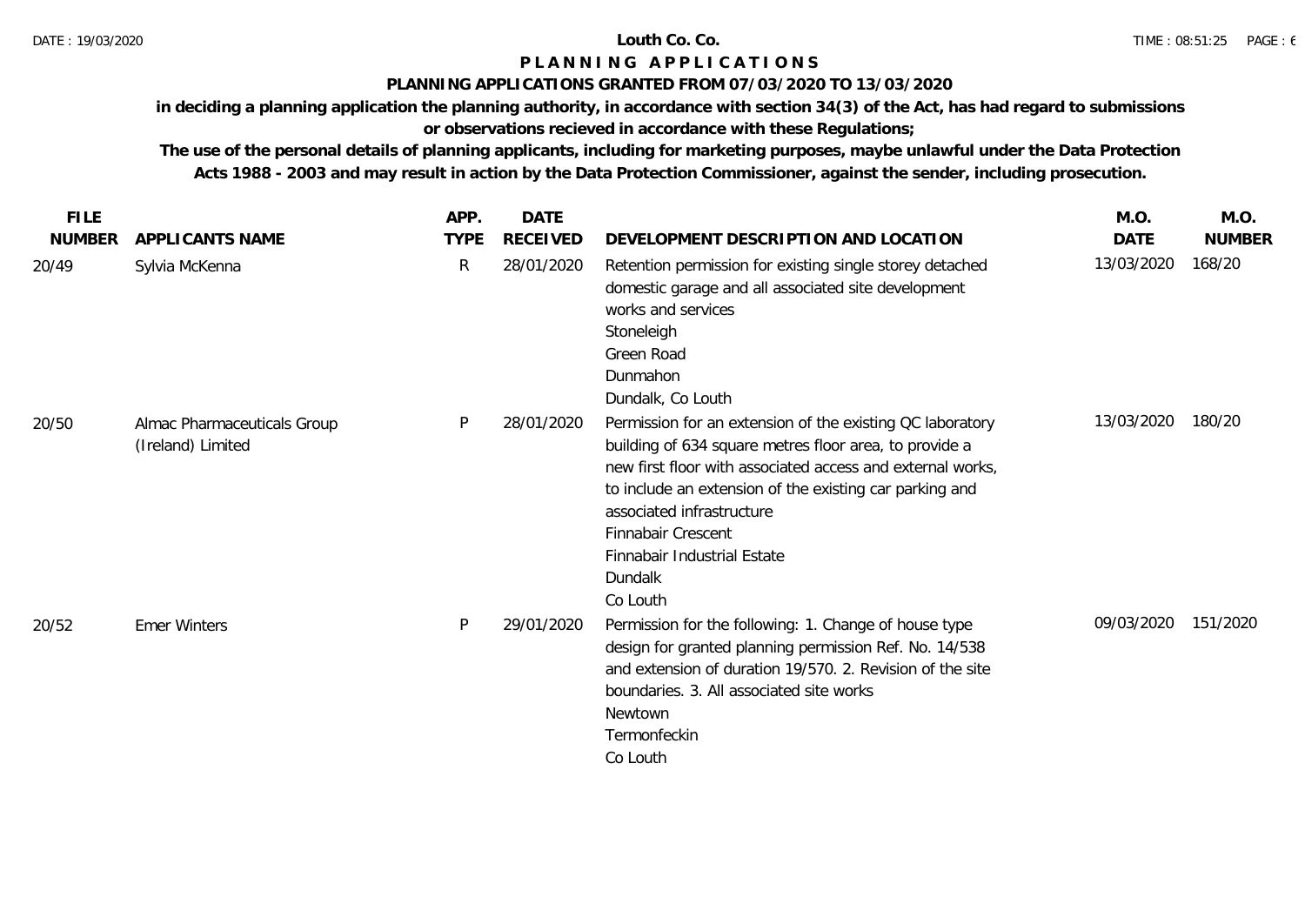# Louth Co. Co.

## P L A N N I N G  A P P L I C A T I O N S

### PLANNING APPLICATIONS GRANTED FROM 07/03/2020 TO 13/03/2020

**in deciding a planning application the planning authority, in accordance with section 34(3) of the Act, has had regard to submissions or observations recieved in accordance with these Regulations;**

**The use of the personal details of planning applicants, including for marketing purposes, maybe unlawful under the Data Protection Acts 1988 - 2003 and may result in action by the Data Protection Commissioner, against the sender, including prosecution.**

| FILE NUMBER | APPLICANTS NAME | APP. TYPE | DATE RECEIVED | DEVELOPMENT DESCRIPTION AND LOCATION | M.O. DATE | M.O. NUMBER |
|---|---|---|---|---|---|---|
| 20/49 | Sylvia McKenna | R | 28/01/2020 | Retention permission for existing single storey detached domestic garage and all associated site development works and services<br>Stoneleigh<br>Green Road<br>Dunmahon<br>Dundalk, Co Louth | 13/03/2020 | 168/20 |
| 20/50 | Almac Pharmaceuticals Group (Ireland) Limited | P | 28/01/2020 | Permission for an extension of the existing QC laboratory building of 634 square metres floor area, to provide a new first floor with associated access and external works, to include an extension of the existing car parking and associated infrastructure<br>Finnabair Crescent<br>Finnabair Industrial Estate<br>Dundalk<br>Co Louth | 13/03/2020 | 180/20 |
| 20/52 | Emer Winters | P | 29/01/2020 | Permission for the following: 1. Change of house type design for granted planning permission Ref. No. 14/538 and extension of duration 19/570. 2. Revision of the site boundaries. 3. All associated site works<br>Newtown<br>Termonfeckin<br>Co Louth | 09/03/2020 | 151/2020 |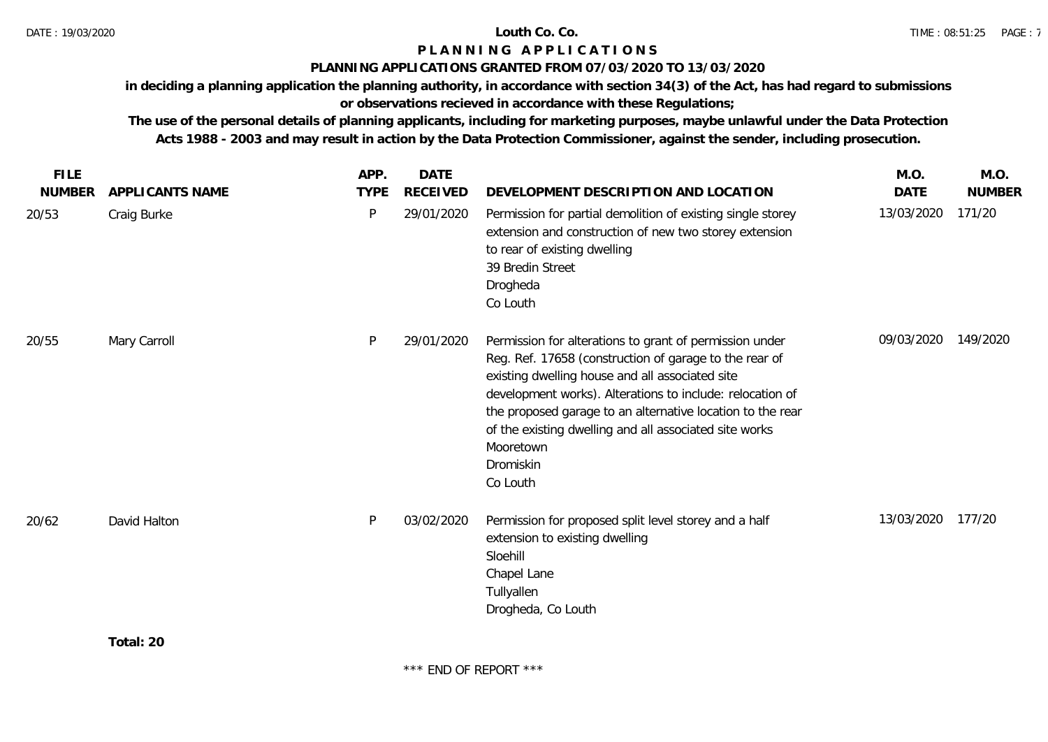# Louth Co. Co.

## P L A N N I N G   A P P L I C A T I O N S

### PLANNING APPLICATIONS GRANTED FROM 07/03/2020 TO 13/03/2020

**in deciding a planning application the planning authority, in accordance with section 34(3) of the Act, has had regard to submissions or observations recieved in accordance with these Regulations;**

**The use of the personal details of planning applicants, including for marketing purposes, maybe unlawful under the Data Protection Acts 1988 - 2003 and may result in action by the Data Protection Commissioner, against the sender, including prosecution.**

| FILE NUMBER | APPLICANTS NAME | APP. TYPE | DATE RECEIVED | DEVELOPMENT DESCRIPTION AND LOCATION | M.O. DATE | M.O. NUMBER |
|---|---|---|---|---|---|---|
| 20/53 | Craig Burke | P | 29/01/2020 | Permission for partial demolition of existing single storey extension and construction of new two storey extension to rear of existing dwelling 39 Bredin Street Drogheda Co Louth | 13/03/2020 | 171/20 |
| 20/55 | Mary Carroll | P | 29/01/2020 | Permission for alterations to grant of permission under Reg. Ref. 17658 (construction of garage to the rear of existing dwelling house and all associated site development works). Alterations to include: relocation of the proposed garage to an alternative location to the rear of the existing dwelling and all associated site works Mooretown Dromiskin Co Louth | 09/03/2020 | 149/2020 |
| 20/62 | David Halton | P | 03/02/2020 | Permission for proposed split level storey and a half extension to existing dwelling Sloehill Chapel Lane Tullyallen Drogheda, Co Louth | 13/03/2020 | 177/20 |

**Total: 20**

\*\*\* END OF REPORT \*\*\*